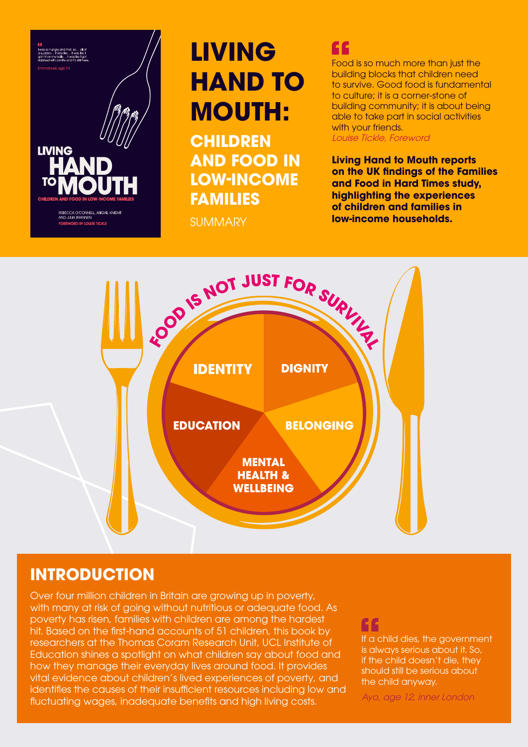# LIVING HAND TO MOUTH:

## CHILDREN AND FOOD IN LOW-INCOME FAMILIES

SUMMARY

> Food is so much more than just the building blocks that children need to survive. Good food is fundamental to culture; it is a corner-stone of building community; it is about being able to take part in social activities with your friends.
> *Louise Tickle, Foreword*

**Living Hand to Mouth reports on the UK findings of the Families and Food in Hard Times study, highlighting the experiences of children and families in low-income households.**

FOOD IS NOT JUST FOR SURVIVAL

- IDENTITY
- DIGNITY
- EDUCATION
- BELONGING
- MENTAL HEALTH & WELLBEING

## INTRODUCTION

Over four million children in Britain are growing up in poverty, with many at risk of going without nutritious or adequate food. As poverty has risen, families with children are among the hardest hit. Based on the first-hand accounts of 51 children, this book by researchers at the Thomas Coram Research Unit, UCL Institute of Education shines a spotlight on what children say about food and how they manage their everyday lives around food. It provides vital evidence about children's lived experiences of poverty, and identifies the causes of their insufficient resources including low and fluctuating wages, inadequate benefits and high living costs.

> If a child dies, the government is always serious about it. So, if the child doesn't die, they should still be serious about the child anyway.
> *Ayo, age 12, inner London*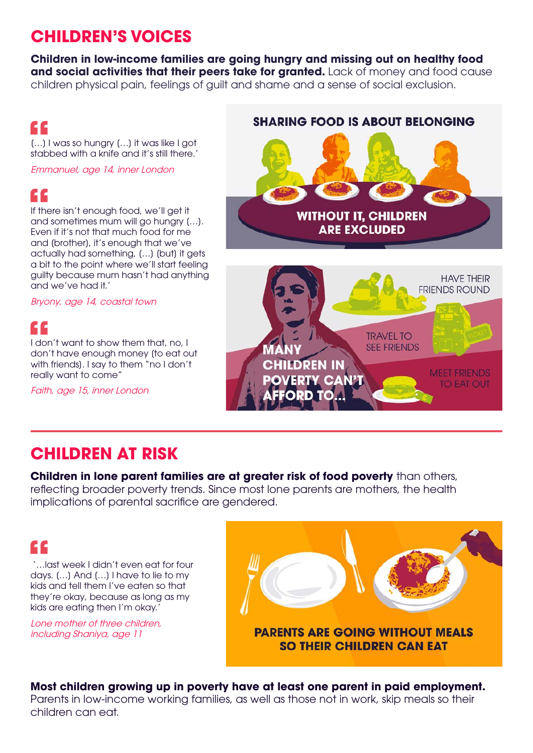## CHILDREN'S VOICES

**Children in low-income families are going hungry and missing out on healthy food and social activities that their peers take for granted.** Lack of money and food cause children physical pain, feelings of guilt and shame and a sense of social exclusion.

(…) I was so hungry (…) it was like I got stabbed with a knife and it's still there.'

*Emmanuel, age 14, inner London*

If there isn't enough food, we'll get it and sometimes mum will go hungry (…). Even if it's not that much food for me and (brother), it's enough that we've actually had something, (…) (but) it gets a bit to the point where we'll start feeling guilty because mum hasn't had anything and we've had it.'

*Bryony, age 14, coastal town*

I don't want to show them that, no, I don't have enough money (to eat out with friends). I say to them "no I don't really want to come"

*Faith, age 15, inner London*

**SHARING FOOD IS ABOUT BELONGING**

**WITHOUT IT, CHILDREN ARE EXCLUDED**

**MANY CHILDREN IN POVERTY CAN'T AFFORD TO...**

- HAVE THEIR FRIENDS ROUND
- TRAVEL TO SEE FRIENDS
- MEET FRIENDS TO EAT OUT

## CHILDREN AT RISK

**Children in lone parent families are at greater risk of food poverty** than others, reflecting broader poverty trends. Since most lone parents are mothers, the health implications of parental sacrifice are gendered.

'…last week I didn't even eat for four days. (…) And (…) I have to lie to my kids and tell them I've eaten so that they're okay, because as long as my kids are eating then I'm okay.'

*Lone mother of three children, including Shaniya, age 11*

**PARENTS ARE GOING WITHOUT MEALS SO THEIR CHILDREN CAN EAT**

**Most children growing up in poverty have at least one parent in paid employment.** Parents in low-income working families, as well as those not in work, skip meals so their children can eat.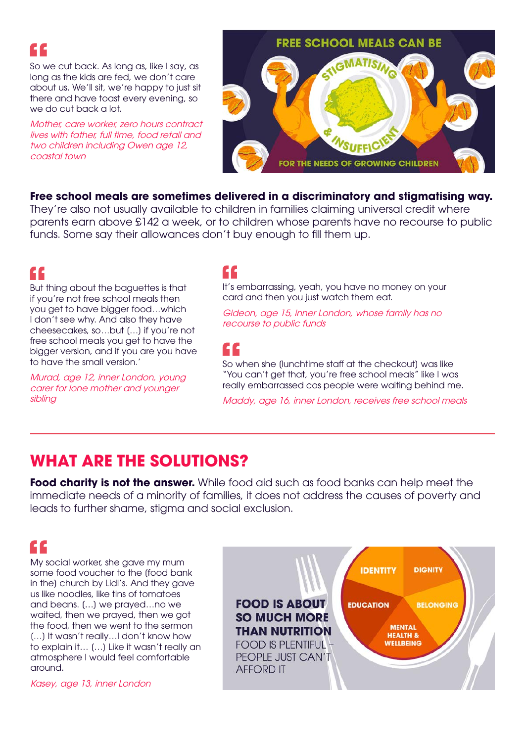> So we cut back. As long as, like I say, as long as the kids are fed, we don't care about us. We'll sit, we're happy to just sit there and have toast every evening, so we do cut back a lot.
>
> *Mother, care worker, zero hours contract lives with father, full time, food retail and two children including Owen age 12, coastal town*

FREE SCHOOL MEALS CAN BE STIGMATISING & INSUFFICIENT FOR THE NEEDS OF GROWING CHILDREN

**Free school meals are sometimes delivered in a discriminatory and stigmatising way.** They're also not usually available to children in families claiming universal credit where parents earn above £142 a week, or to children whose parents have no recourse to public funds. Some say their allowances don't buy enough to fill them up.

> But thing about the baguettes is that if you're not free school meals then you get to have bigger food…which I don't see why. And also they have cheesecakes, so…but (…) if you're not free school meals you get to have the bigger version, and if you are you have to have the small version.'
>
> *Murad, age 12, inner London, young carer for lone mother and younger sibling*

> It's embarrassing, yeah, you have no money on your card and then you just watch them eat.
>
> *Gideon, age 15, inner London, whose family has no recourse to public funds*

> So when she (lunchtime staff at the checkout) was like "You can't get that, you're free school meals" like I was really embarrassed cos people were waiting behind me.
>
> *Maddy, age 16, inner London, receives free school meals*

## WHAT ARE THE SOLUTIONS?

**Food charity is not the answer.** While food aid such as food banks can help meet the immediate needs of a minority of families, it does not address the causes of poverty and leads to further shame, stigma and social exclusion.

> My social worker, she gave my mum some food voucher to the (food bank in the) church by Lidl's. And they gave us like noodles, like tins of tomatoes and beans. (…) we prayed…no we waited, then we prayed, then we got the food, then we went to the sermon (…) It wasn't really…I don't know how to explain it… (…) Like it wasn't really an atmosphere I would feel comfortable around.
>
> *Kasey, age 13, inner London*

**FOOD IS ABOUT SO MUCH MORE THAN NUTRITION**

FOOD IS PLENTIFUL – PEOPLE JUST CAN'T AFFORD IT

IDENTITY · DIGNITY · EDUCATION · BELONGING · MENTAL HEALTH & WELLBEING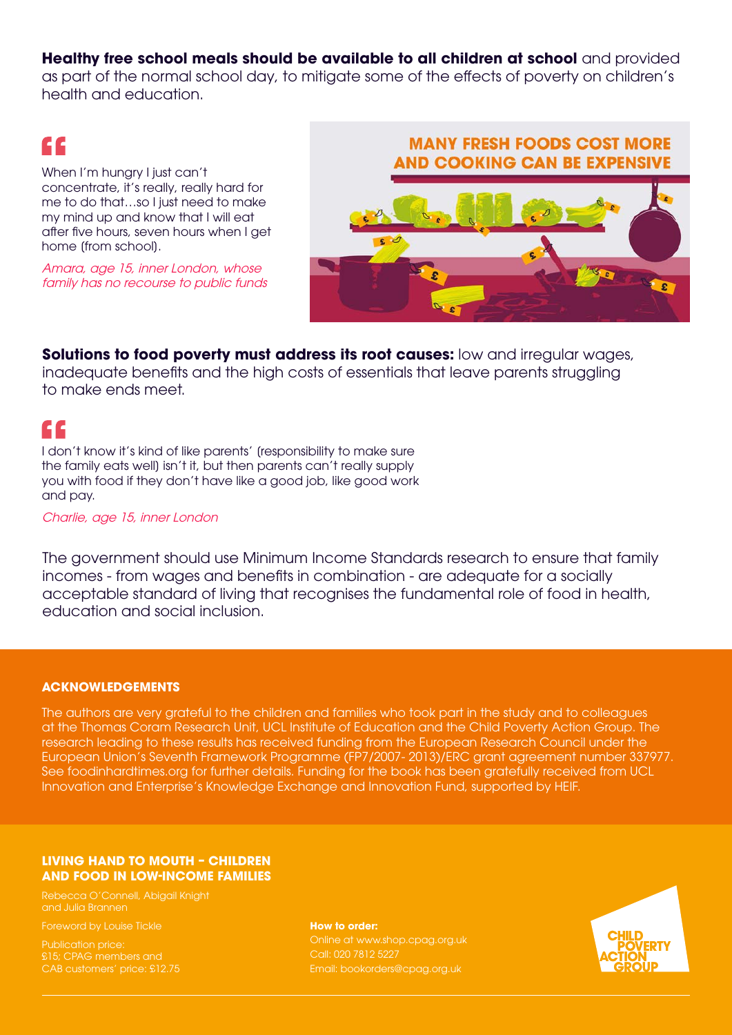**Healthy free school meals should be available to all children at school** and provided as part of the normal school day, to mitigate some of the effects of poverty on children's health and education.

> When I'm hungry I just can't concentrate, it's really, really hard for me to do that…so I just need to make my mind up and know that I will eat after five hours, seven hours when I get home (from school).
>
> *Amara, age 15, inner London, whose family has no recourse to public funds*

MANY FRESH FOODS COST MORE AND COOKING CAN BE EXPENSIVE

**Solutions to food poverty must address its root causes:** low and irregular wages, inadequate benefits and the high costs of essentials that leave parents struggling to make ends meet.

> I don't know it's kind of like parents' (responsibility to make sure the family eats well) isn't it, but then parents can't really supply you with food if they don't have like a good job, like good work and pay.
>
> *Charlie, age 15, inner London*

The government should use Minimum Income Standards research to ensure that family incomes - from wages and benefits in combination - are adequate for a socially acceptable standard of living that recognises the fundamental role of food in health, education and social inclusion.

**ACKNOWLEDGEMENTS**

The authors are very grateful to the children and families who took part in the study and to colleagues at the Thomas Coram Research Unit, UCL Institute of Education and the Child Poverty Action Group. The research leading to these results has received funding from the European Research Council under the European Union's Seventh Framework Programme (FP7/2007- 2013)/ERC grant agreement number 337977. See foodinhardtimes.org for further details. Funding for the book has been gratefully received from UCL Innovation and Enterprise's Knowledge Exchange and Innovation Fund, supported by HEIF.

**LIVING HAND TO MOUTH – CHILDREN AND FOOD IN LOW-INCOME FAMILIES**

Rebecca O'Connell, Abigail Knight and Julia Brannen

Foreword by Louise Tickle

Publication price:
£15; CPAG members and CAB customers' price: £12.75

**How to order:**
Online at www.shop.cpag.org.uk
Call: 020 7812 5227
Email: bookorders@cpag.org.uk

CHILD POVERTY ACTION GROUP